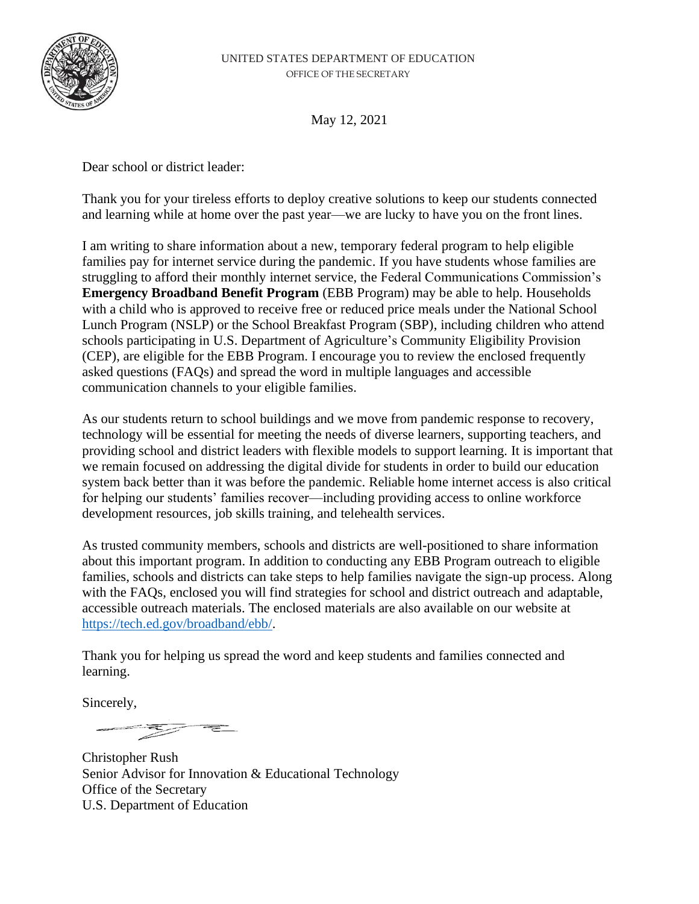UNITED STATES DEPARTMENT OF EDUCATION
OFFICE OF THE SECRETARY

May 12, 2021

Dear school or district leader:

Thank you for your tireless efforts to deploy creative solutions to keep our students connected and learning while at home over the past year—we are lucky to have you on the front lines.

I am writing to share information about a new, temporary federal program to help eligible families pay for internet service during the pandemic. If you have students whose families are struggling to afford their monthly internet service, the Federal Communications Commission's **Emergency Broadband Benefit Program** (EBB Program) may be able to help. Households with a child who is approved to receive free or reduced price meals under the National School Lunch Program (NSLP) or the School Breakfast Program (SBP), including children who attend schools participating in U.S. Department of Agriculture's Community Eligibility Provision (CEP), are eligible for the EBB Program. I encourage you to review the enclosed frequently asked questions (FAQs) and spread the word in multiple languages and accessible communication channels to your eligible families.

As our students return to school buildings and we move from pandemic response to recovery, technology will be essential for meeting the needs of diverse learners, supporting teachers, and providing school and district leaders with flexible models to support learning. It is important that we remain focused on addressing the digital divide for students in order to build our education system back better than it was before the pandemic. Reliable home internet access is also critical for helping our students' families recover—including providing access to online workforce development resources, job skills training, and telehealth services.

As trusted community members, schools and districts are well-positioned to share information about this important program. In addition to conducting any EBB Program outreach to eligible families, schools and districts can take steps to help families navigate the sign-up process. Along with the FAQs, enclosed you will find strategies for school and district outreach and adaptable, accessible outreach materials. The enclosed materials are also available on our website at [https://tech.ed.gov/broadband/ebb/](https://tech.ed.gov/broadband/ebb/).

Thank you for helping us spread the word and keep students and families connected and learning.

Sincerely,

Christopher Rush
Senior Advisor for Innovation & Educational Technology
Office of the Secretary
U.S. Department of Education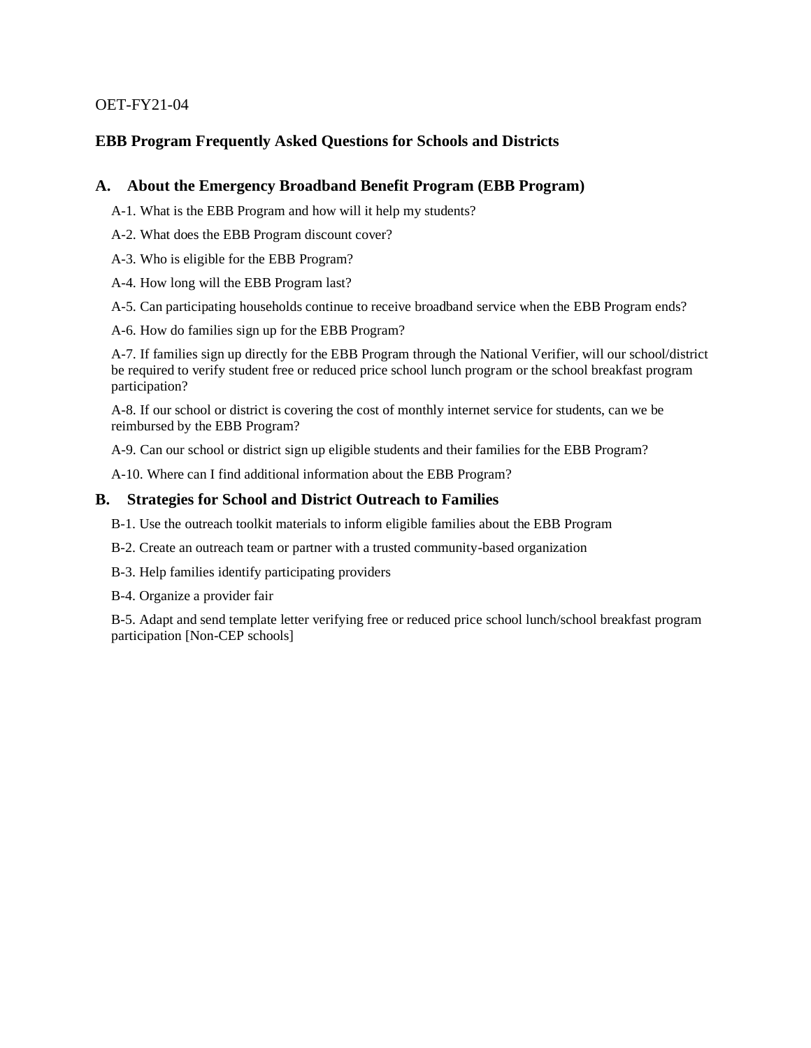OET-FY21-04

## EBB Program Frequently Asked Questions for Schools and Districts

### A. About the Emergency Broadband Benefit Program (EBB Program)

A-1. What is the EBB Program and how will it help my students?

A-2. What does the EBB Program discount cover?

A-3. Who is eligible for the EBB Program?

A-4. How long will the EBB Program last?

A-5. Can participating households continue to receive broadband service when the EBB Program ends?

A-6. How do families sign up for the EBB Program?

A-7. If families sign up directly for the EBB Program through the National Verifier, will our school/district be required to verify student free or reduced price school lunch program or the school breakfast program participation?

A-8. If our school or district is covering the cost of monthly internet service for students, can we be reimbursed by the EBB Program?

A-9. Can our school or district sign up eligible students and their families for the EBB Program?

A-10. Where can I find additional information about the EBB Program?

### B. Strategies for School and District Outreach to Families

B-1. Use the outreach toolkit materials to inform eligible families about the EBB Program

B-2. Create an outreach team or partner with a trusted community-based organization

B-3. Help families identify participating providers

B-4. Organize a provider fair

B-5. Adapt and send template letter verifying free or reduced price school lunch/school breakfast program participation [Non-CEP schools]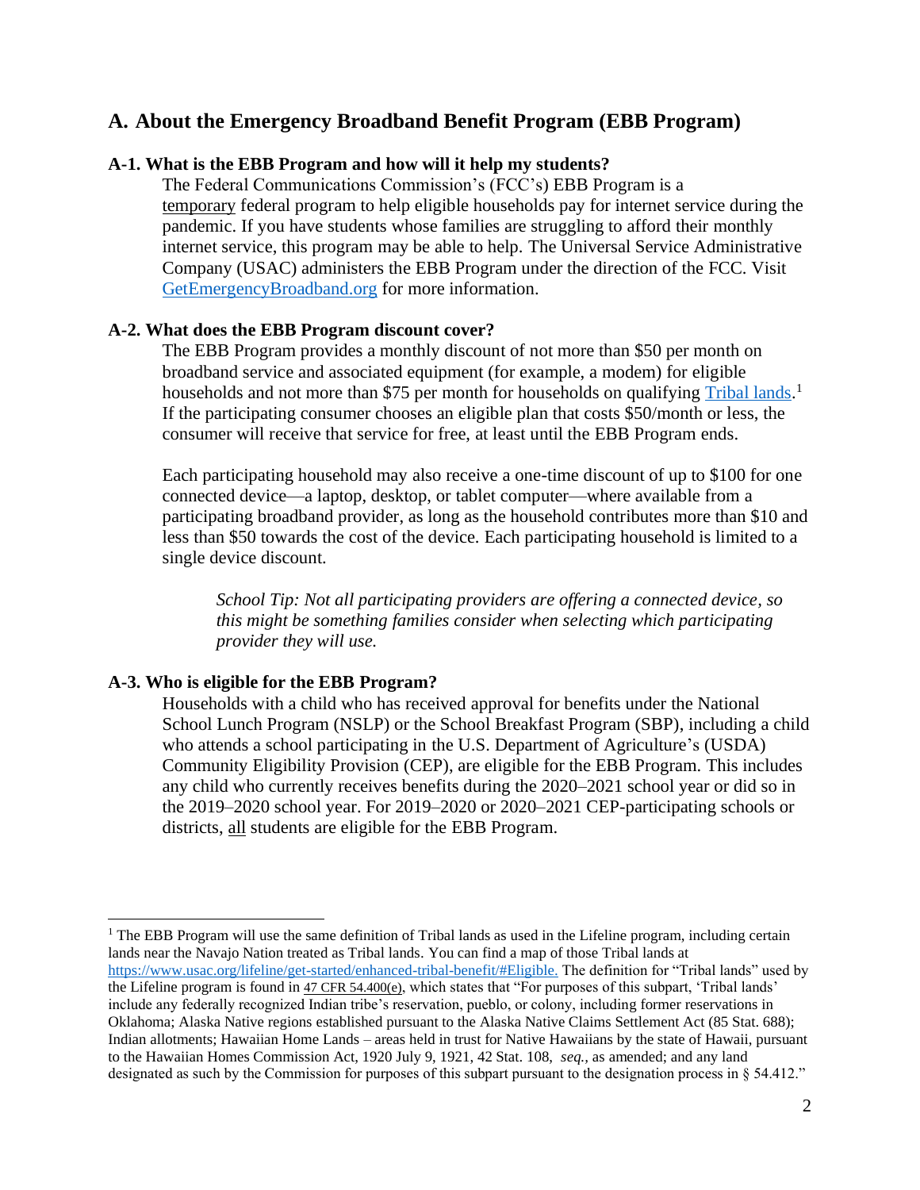## A. About the Emergency Broadband Benefit Program (EBB Program)

### A-1. What is the EBB Program and how will it help my students?

The Federal Communications Commission's (FCC's) EBB Program is a <u>temporary</u> federal program to help eligible households pay for internet service during the pandemic. If you have students whose families are struggling to afford their monthly internet service, this program may be able to help. The Universal Service Administrative Company (USAC) administers the EBB Program under the direction of the FCC. Visit [GetEmergencyBroadband.org](https://GetEmergencyBroadband.org) for more information.

### A-2. What does the EBB Program discount cover?

The EBB Program provides a monthly discount of not more than $50 per month on broadband service and associated equipment (for example, a modem) for eligible households and not more than $75 per month for households on qualifying [Tribal lands](https://www.usac.org/lifeline/get-started/enhanced-tribal-benefit/#Eligible).[1] If the participating consumer chooses an eligible plan that costs $50/month or less, the consumer will receive that service for free, at least until the EBB Program ends.

Each participating household may also receive a one-time discount of up to $100 for one connected device—a laptop, desktop, or tablet computer—where available from a participating broadband provider, as long as the household contributes more than $10 and less than $50 towards the cost of the device. Each participating household is limited to a single device discount.

> *School Tip: Not all participating providers are offering a connected device, so this might be something families consider when selecting which participating provider they will use.*

### A-3. Who is eligible for the EBB Program?

Households with a child who has received approval for benefits under the National School Lunch Program (NSLP) or the School Breakfast Program (SBP), including a child who attends a school participating in the U.S. Department of Agriculture's (USDA) Community Eligibility Provision (CEP), are eligible for the EBB Program. This includes any child who currently receives benefits during the 2020–2021 school year or did so in the 2019–2020 school year. For 2019–2020 or 2020–2021 CEP-participating schools or districts, <u>all</u> students are eligible for the EBB Program.

---

[1] The EBB Program will use the same definition of Tribal lands as used in the Lifeline program, including certain lands near the Navajo Nation treated as Tribal lands. You can find a map of those Tribal lands at https://www.usac.org/lifeline/get-started/enhanced-tribal-benefit/#Eligible. The definition for "Tribal lands" used by the Lifeline program is found in 47 CFR 54.400(e), which states that "For purposes of this subpart, 'Tribal lands' include any federally recognized Indian tribe's reservation, pueblo, or colony, including former reservations in Oklahoma; Alaska Native regions established pursuant to the Alaska Native Claims Settlement Act (85 Stat. 688); Indian allotments; Hawaiian Home Lands – areas held in trust for Native Hawaiians by the state of Hawaii, pursuant to the Hawaiian Homes Commission Act, 1920 July 9, 1921, 42 Stat. 108, *seq.*, as amended; and any land designated as such by the Commission for purposes of this subpart pursuant to the designation process in § 54.412."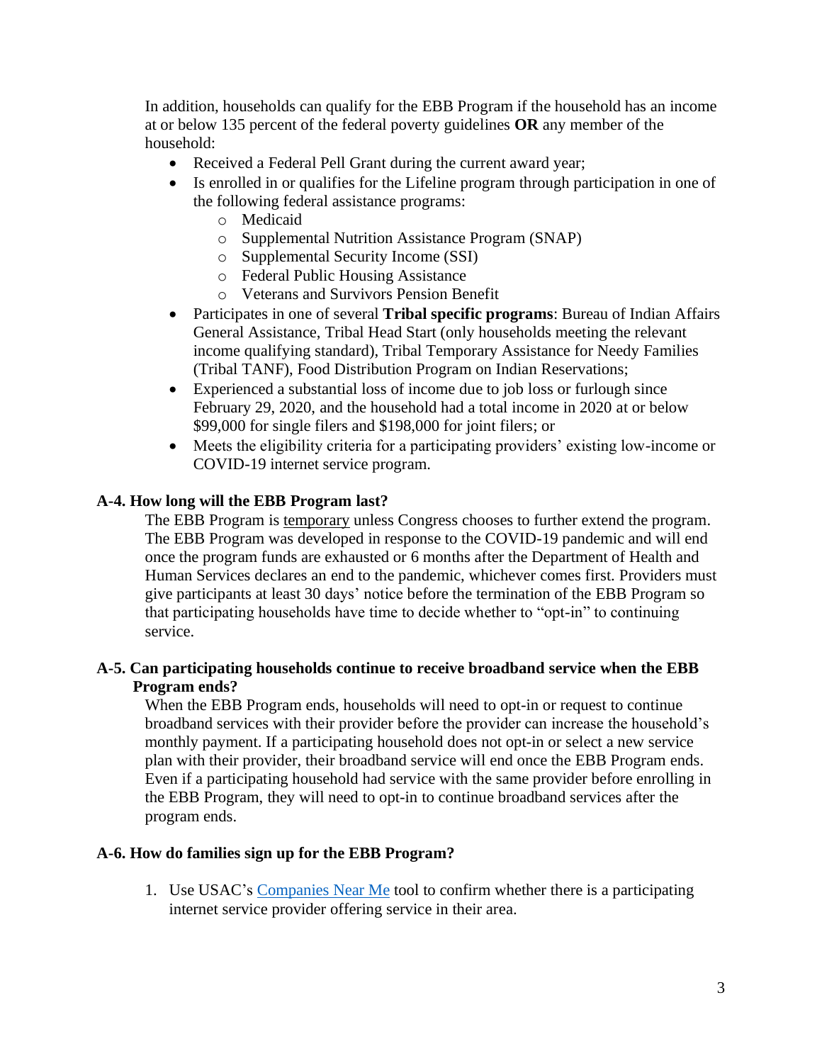In addition, households can qualify for the EBB Program if the household has an income at or below 135 percent of the federal poverty guidelines **OR** any member of the household:

- Received a Federal Pell Grant during the current award year;
- Is enrolled in or qualifies for the Lifeline program through participation in one of the following federal assistance programs:
  - Medicaid
  - Supplemental Nutrition Assistance Program (SNAP)
  - Supplemental Security Income (SSI)
  - Federal Public Housing Assistance
  - Veterans and Survivors Pension Benefit
- Participates in one of several **Tribal specific programs**: Bureau of Indian Affairs General Assistance, Tribal Head Start (only households meeting the relevant income qualifying standard), Tribal Temporary Assistance for Needy Families (Tribal TANF), Food Distribution Program on Indian Reservations;
- Experienced a substantial loss of income due to job loss or furlough since February 29, 2020, and the household had a total income in 2020 at or below $99,000 for single filers and $198,000 for joint filers; or
- Meets the eligibility criteria for a participating providers' existing low-income or COVID-19 internet service program.

**A-4. How long will the EBB Program last?**

The EBB Program is <u>temporary</u> unless Congress chooses to further extend the program. The EBB Program was developed in response to the COVID-19 pandemic and will end once the program funds are exhausted or 6 months after the Department of Health and Human Services declares an end to the pandemic, whichever comes first. Providers must give participants at least 30 days' notice before the termination of the EBB Program so that participating households have time to decide whether to "opt-in" to continuing service.

**A-5. Can participating households continue to receive broadband service when the EBB Program ends?**

When the EBB Program ends, households will need to opt-in or request to continue broadband services with their provider before the provider can increase the household's monthly payment. If a participating household does not opt-in or select a new service plan with their provider, their broadband service will end once the EBB Program ends. Even if a participating household had service with the same provider before enrolling in the EBB Program, they will need to opt-in to continue broadband services after the program ends.

**A-6. How do families sign up for the EBB Program?**

1. Use USAC's Companies Near Me tool to confirm whether there is a participating internet service provider offering service in their area.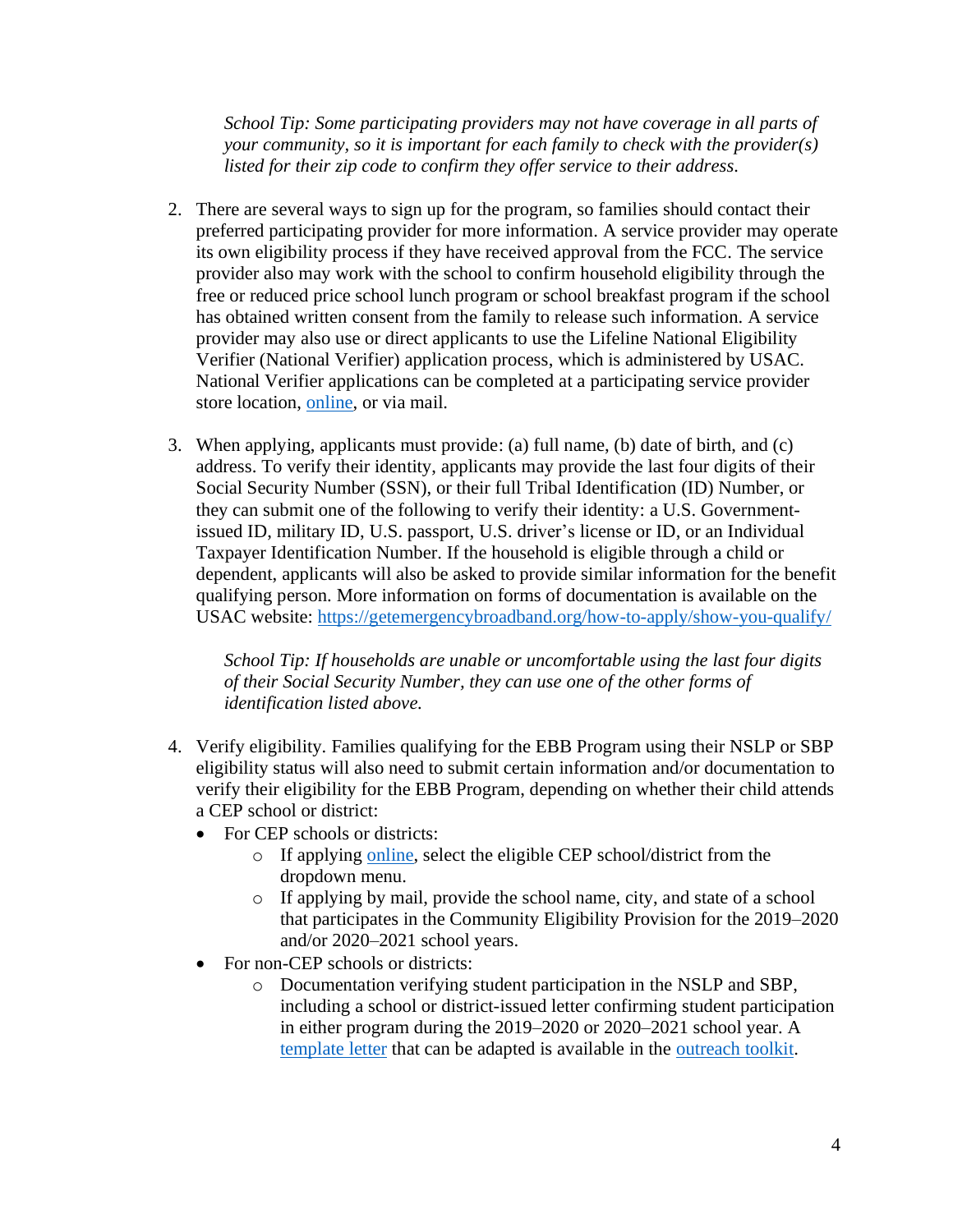*School Tip: Some participating providers may not have coverage in all parts of your community, so it is important for each family to check with the provider(s) listed for their zip code to confirm they offer service to their address.*

2. There are several ways to sign up for the program, so families should contact their preferred participating provider for more information. A service provider may operate its own eligibility process if they have received approval from the FCC. The service provider also may work with the school to confirm household eligibility through the free or reduced price school lunch program or school breakfast program if the school has obtained written consent from the family to release such information. A service provider may also use or direct applicants to use the Lifeline National Eligibility Verifier (National Verifier) application process, which is administered by USAC. National Verifier applications can be completed at a participating service provider store location, online, or via mail.

3. When applying, applicants must provide: (a) full name, (b) date of birth, and (c) address. To verify their identity, applicants may provide the last four digits of their Social Security Number (SSN), or their full Tribal Identification (ID) Number, or they can submit one of the following to verify their identity: a U.S. Government-issued ID, military ID, U.S. passport, U.S. driver's license or ID, or an Individual Taxpayer Identification Number. If the household is eligible through a child or dependent, applicants will also be asked to provide similar information for the benefit qualifying person. More information on forms of documentation is available on the USAC website: https://getemergencybroadband.org/how-to-apply/show-you-qualify/

   *School Tip: If households are unable or uncomfortable using the last four digits of their Social Security Number, they can use one of the other forms of identification listed above.*

4. Verify eligibility. Families qualifying for the EBB Program using their NSLP or SBP eligibility status will also need to submit certain information and/or documentation to verify their eligibility for the EBB Program, depending on whether their child attends a CEP school or district:
   - For CEP schools or districts:
     - If applying online, select the eligible CEP school/district from the dropdown menu.
     - If applying by mail, provide the school name, city, and state of a school that participates in the Community Eligibility Provision for the 2019–2020 and/or 2020–2021 school years.
   - For non-CEP schools or districts:
     - Documentation verifying student participation in the NSLP and SBP, including a school or district-issued letter confirming student participation in either program during the 2019–2020 or 2020–2021 school year. A template letter that can be adapted is available in the outreach toolkit.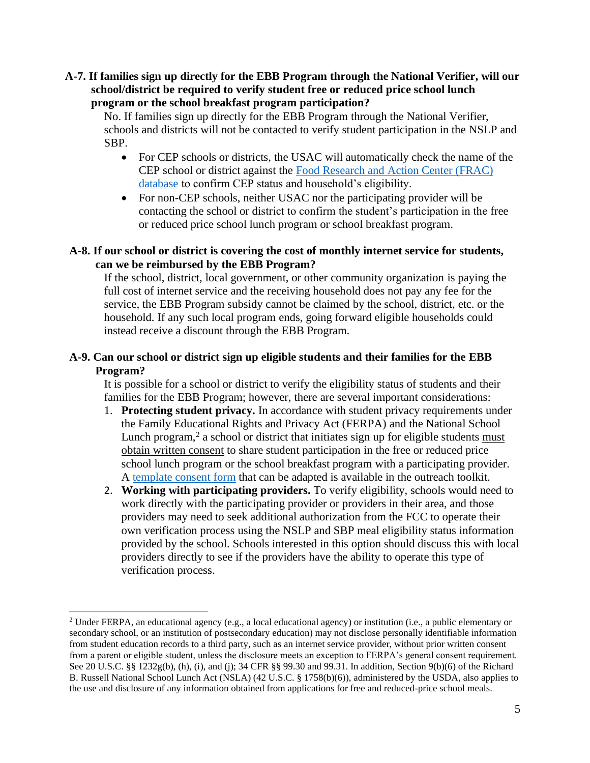**A-7. If families sign up directly for the EBB Program through the National Verifier, will our school/district be required to verify student free or reduced price school lunch program or the school breakfast program participation?**

No. If families sign up directly for the EBB Program through the National Verifier, schools and districts will not be contacted to verify student participation in the NSLP and SBP.

- For CEP schools or districts, the USAC will automatically check the name of the CEP school or district against the Food Research and Action Center (FRAC) database to confirm CEP status and household's eligibility.
- For non-CEP schools, neither USAC nor the participating provider will be contacting the school or district to confirm the student's participation in the free or reduced price school lunch program or school breakfast program.

**A-8. If our school or district is covering the cost of monthly internet service for students, can we be reimbursed by the EBB Program?**

If the school, district, local government, or other community organization is paying the full cost of internet service and the receiving household does not pay any fee for the service, the EBB Program subsidy cannot be claimed by the school, district, etc. or the household. If any such local program ends, going forward eligible households could instead receive a discount through the EBB Program.

**A-9. Can our school or district sign up eligible students and their families for the EBB Program?**

It is possible for a school or district to verify the eligibility status of students and their families for the EBB Program; however, there are several important considerations:

1. **Protecting student privacy.** In accordance with student privacy requirements under the Family Educational Rights and Privacy Act (FERPA) and the National School Lunch program,[2] a school or district that initiates sign up for eligible students must obtain written consent to share student participation in the free or reduced price school lunch program or the school breakfast program with a participating provider. A template consent form that can be adapted is available in the outreach toolkit.
2. **Working with participating providers.** To verify eligibility, schools would need to work directly with the participating provider or providers in their area, and those providers may need to seek additional authorization from the FCC to operate their own verification process using the NSLP and SBP meal eligibility status information provided by the school. Schools interested in this option should discuss this with local providers directly to see if the providers have the ability to operate this type of verification process.

---

[2] Under FERPA, an educational agency (e.g., a local educational agency) or institution (i.e., a public elementary or secondary school, or an institution of postsecondary education) may not disclose personally identifiable information from student education records to a third party, such as an internet service provider, without prior written consent from a parent or eligible student, unless the disclosure meets an exception to FERPA's general consent requirement. See 20 U.S.C. §§ 1232g(b), (h), (i), and (j); 34 CFR §§ 99.30 and 99.31. In addition, Section 9(b)(6) of the Richard B. Russell National School Lunch Act (NSLA) (42 U.S.C. § 1758(b)(6)), administered by the USDA, also applies to the use and disclosure of any information obtained from applications for free and reduced-price school meals.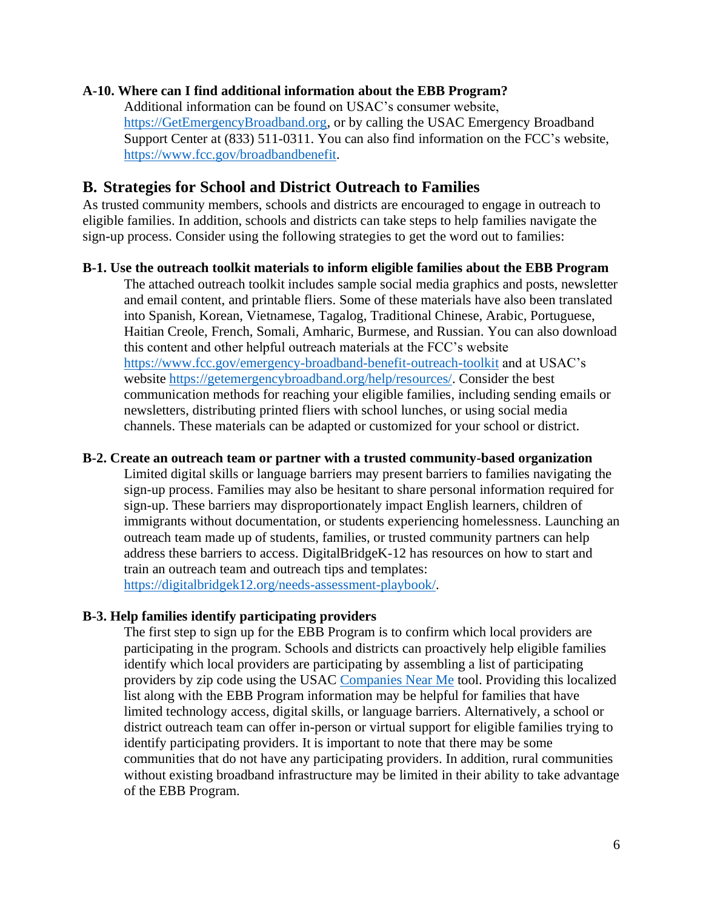**A-10. Where can I find additional information about the EBB Program?**

Additional information can be found on USAC's consumer website, [https://GetEmergencyBroadband.org](https://GetEmergencyBroadband.org), or by calling the USAC Emergency Broadband Support Center at (833) 511-0311. You can also find information on the FCC's website, [https://www.fcc.gov/broadbandbenefit](https://www.fcc.gov/broadbandbenefit).

## B. Strategies for School and District Outreach to Families

As trusted community members, schools and districts are encouraged to engage in outreach to eligible families. In addition, schools and districts can take steps to help families navigate the sign-up process. Consider using the following strategies to get the word out to families:

**B-1. Use the outreach toolkit materials to inform eligible families about the EBB Program**

The attached outreach toolkit includes sample social media graphics and posts, newsletter and email content, and printable fliers. Some of these materials have also been translated into Spanish, Korean, Vietnamese, Tagalog, Traditional Chinese, Arabic, Portuguese, Haitian Creole, French, Somali, Amharic, Burmese, and Russian. You can also download this content and other helpful outreach materials at the FCC's website [https://www.fcc.gov/emergency-broadband-benefit-outreach-toolkit](https://www.fcc.gov/emergency-broadband-benefit-outreach-toolkit) and at USAC's website [https://getemergencybroadband.org/help/resources/](https://getemergencybroadband.org/help/resources/). Consider the best communication methods for reaching your eligible families, including sending emails or newsletters, distributing printed fliers with school lunches, or using social media channels. These materials can be adapted or customized for your school or district.

**B-2. Create an outreach team or partner with a trusted community-based organization**

Limited digital skills or language barriers may present barriers to families navigating the sign-up process. Families may also be hesitant to share personal information required for sign-up. These barriers may disproportionately impact English learners, children of immigrants without documentation, or students experiencing homelessness. Launching an outreach team made up of students, families, or trusted community partners can help address these barriers to access. DigitalBridgeK-12 has resources on how to start and train an outreach team and outreach tips and templates: [https://digitalbridgek12.org/needs-assessment-playbook/](https://digitalbridgek12.org/needs-assessment-playbook/).

**B-3. Help families identify participating providers**

The first step to sign up for the EBB Program is to confirm which local providers are participating in the program. Schools and districts can proactively help eligible families identify which local providers are participating by assembling a list of participating providers by zip code using the USAC Companies Near Me tool. Providing this localized list along with the EBB Program information may be helpful for families that have limited technology access, digital skills, or language barriers. Alternatively, a school or district outreach team can offer in-person or virtual support for eligible families trying to identify participating providers. It is important to note that there may be some communities that do not have any participating providers. In addition, rural communities without existing broadband infrastructure may be limited in their ability to take advantage of the EBB Program.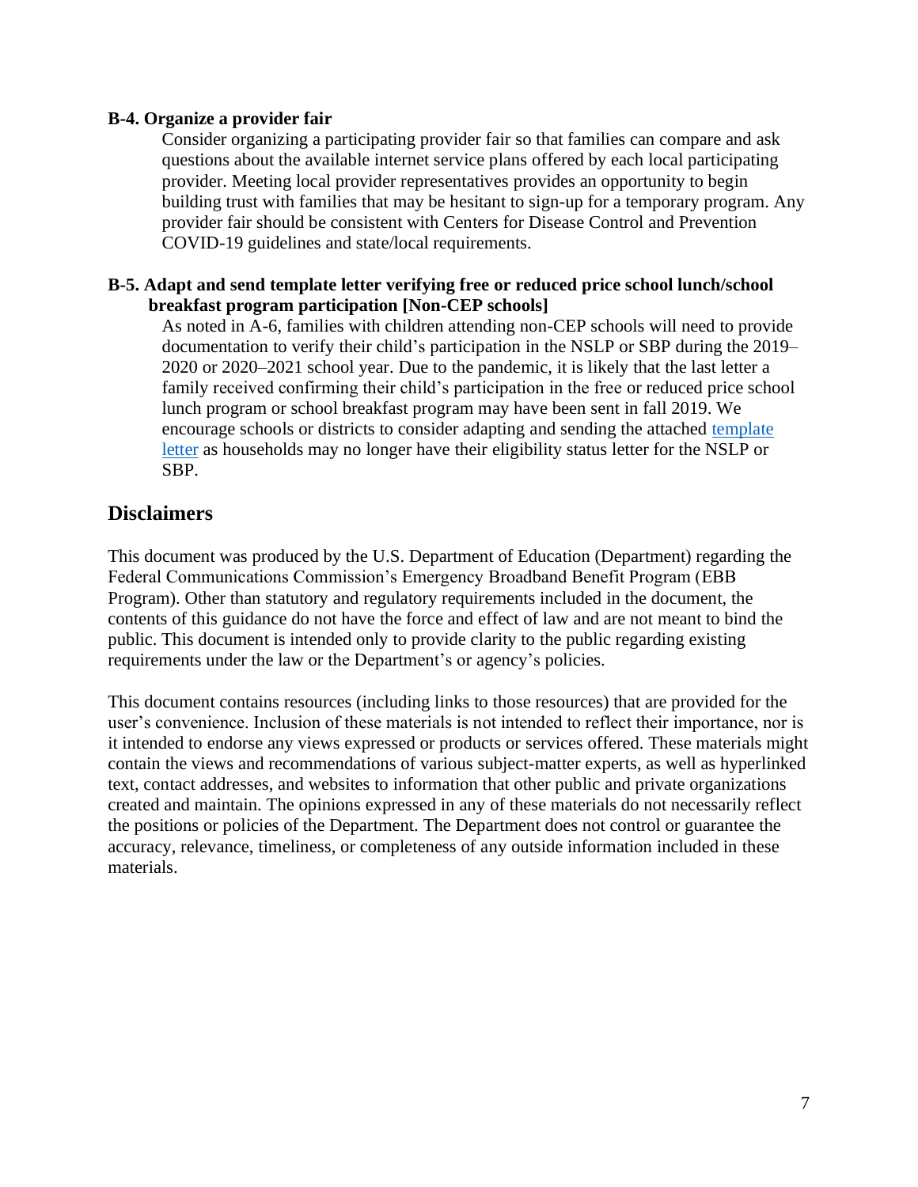**B-4. Organize a provider fair**

Consider organizing a participating provider fair so that families can compare and ask questions about the available internet service plans offered by each local participating provider. Meeting local provider representatives provides an opportunity to begin building trust with families that may be hesitant to sign-up for a temporary program. Any provider fair should be consistent with Centers for Disease Control and Prevention COVID-19 guidelines and state/local requirements.

**B-5. Adapt and send template letter verifying free or reduced price school lunch/school breakfast program participation [Non-CEP schools]**

As noted in A-6, families with children attending non-CEP schools will need to provide documentation to verify their child's participation in the NSLP or SBP during the 2019–2020 or 2020–2021 school year. Due to the pandemic, it is likely that the last letter a family received confirming their child's participation in the free or reduced price school lunch program or school breakfast program may have been sent in fall 2019. We encourage schools or districts to consider adapting and sending the attached template letter as households may no longer have their eligibility status letter for the NSLP or SBP.

## Disclaimers

This document was produced by the U.S. Department of Education (Department) regarding the Federal Communications Commission's Emergency Broadband Benefit Program (EBB Program). Other than statutory and regulatory requirements included in the document, the contents of this guidance do not have the force and effect of law and are not meant to bind the public. This document is intended only to provide clarity to the public regarding existing requirements under the law or the Department's or agency's policies.

This document contains resources (including links to those resources) that are provided for the user's convenience. Inclusion of these materials is not intended to reflect their importance, nor is it intended to endorse any views expressed or products or services offered. These materials might contain the views and recommendations of various subject-matter experts, as well as hyperlinked text, contact addresses, and websites to information that other public and private organizations created and maintain. The opinions expressed in any of these materials do not necessarily reflect the positions or policies of the Department. The Department does not control or guarantee the accuracy, relevance, timeliness, or completeness of any outside information included in these materials.